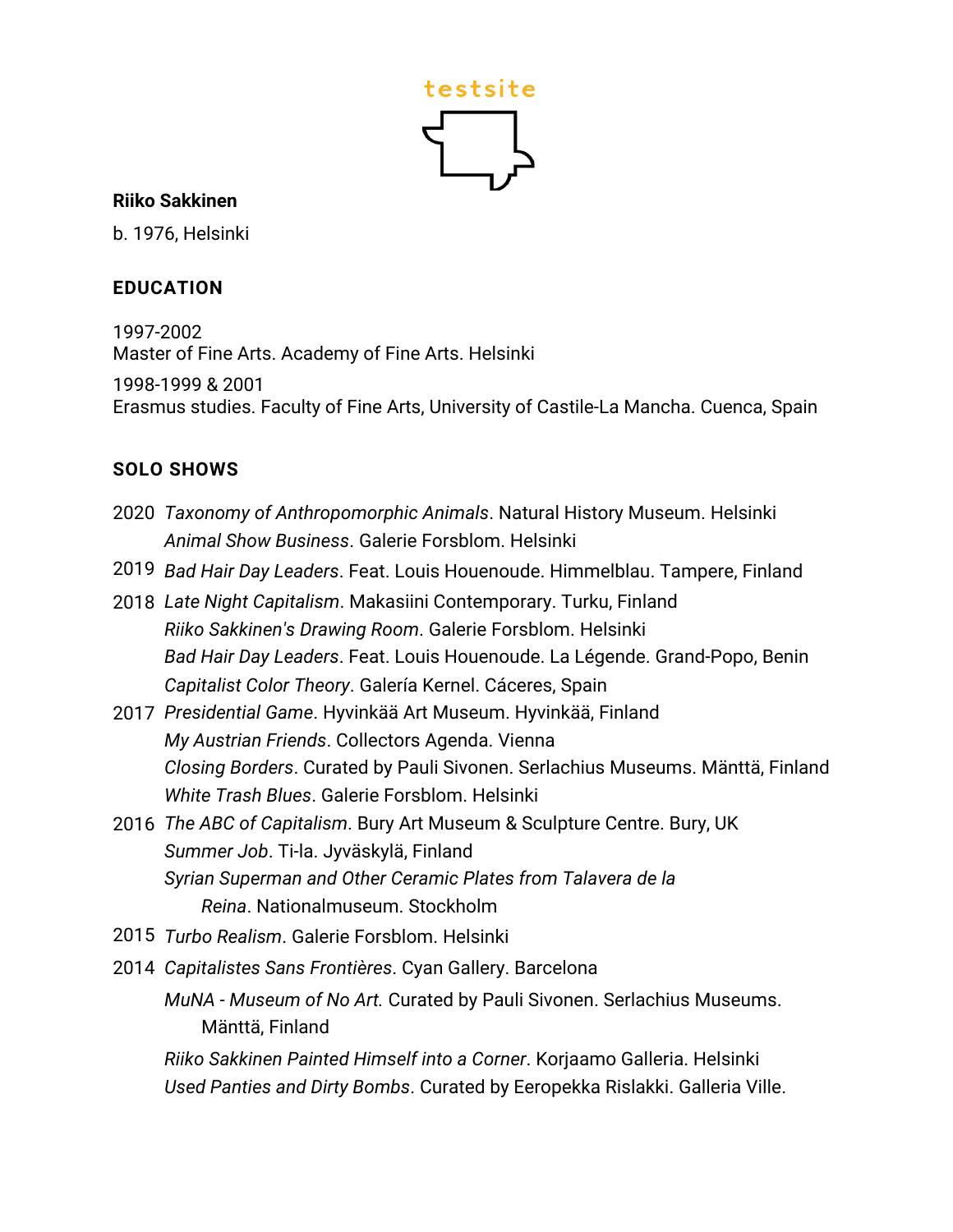testsite

**Riiko Sakkinen**

b. 1976, Helsinki

## EDUCATION

1997-2002
Master of Fine Arts. Academy of Fine Arts. Helsinki

1998-1999 & 2001
Erasmus studies. Faculty of Fine Arts, University of Castile-La Mancha. Cuenca, Spain

## SOLO SHOWS

2020 *Taxonomy of Anthropomorphic Animals*. Natural History Museum. Helsinki
*Animal Show Business*. Galerie Forsblom. Helsinki

2019 *Bad Hair Day Leaders*. Feat. Louis Houenoude. Himmelblau. Tampere, Finland

2018 *Late Night Capitalism*. Makasiini Contemporary. Turku, Finland
*Riiko Sakkinen's Drawing Room*. Galerie Forsblom. Helsinki
*Bad Hair Day Leaders*. Feat. Louis Houenoude. La Légende. Grand-Popo, Benin
*Capitalist Color Theory*. Galería Kernel. Cáceres, Spain

2017 *Presidential Game*. Hyvinkää Art Museum. Hyvinkää, Finland
*My Austrian Friends*. Collectors Agenda. Vienna
*Closing Borders*. Curated by Pauli Sivonen. Serlachius Museums. Mänttä, Finland
*White Trash Blues*. Galerie Forsblom. Helsinki

2016 *The ABC of Capitalism*. Bury Art Museum & Sculpture Centre. Bury, UK
*Summer Job*. Ti-la. Jyväskylä, Finland
*Syrian Superman and Other Ceramic Plates from Talavera de la Reina*. Nationalmuseum. Stockholm

2015 *Turbo Realism*. Galerie Forsblom. Helsinki

2014 *Capitalistes Sans Frontières*. Cyan Gallery. Barcelona
*MuNA - Museum of No Art.* Curated by Pauli Sivonen. Serlachius Museums. Mänttä, Finland
*Riiko Sakkinen Painted Himself into a Corner*. Korjaamo Galleria. Helsinki
*Used Panties and Dirty Bombs*. Curated by Eeropekka Rislakki. Galleria Ville.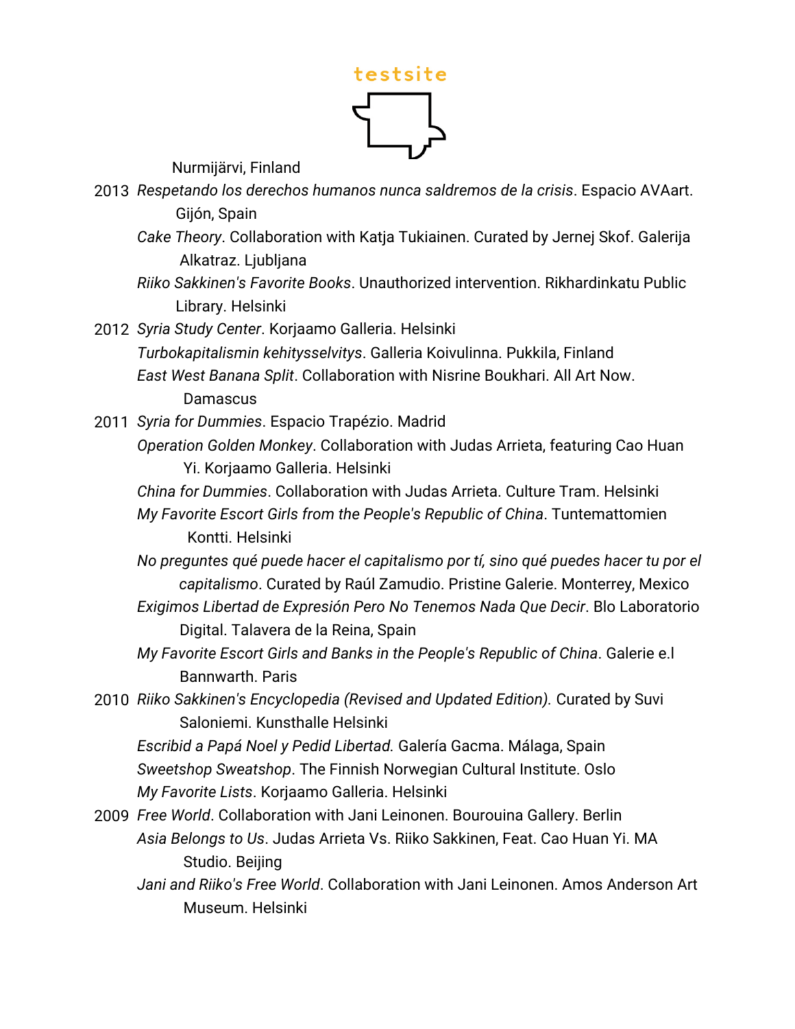Nurmijärvi, Finland

2013 *Respetando los derechos humanos nunca saldremos de la crisis*. Espacio AVAart. Gijón, Spain

*Cake Theory*. Collaboration with Katja Tukiainen. Curated by Jernej Skof. Galerija Alkatraz. Ljubljana

*Riiko Sakkinen's Favorite Books*. Unauthorized intervention. Rikhardinkatu Public Library. Helsinki

2012 *Syria Study Center*. Korjaamo Galleria. Helsinki

*Turbokapitalismin kehitysselvitys*. Galleria Koivulinna. Pukkila, Finland

*East West Banana Split*. Collaboration with Nisrine Boukhari. All Art Now. Damascus

2011 *Syria for Dummies*. Espacio Trapézio. Madrid

*Operation Golden Monkey*. Collaboration with Judas Arrieta, featuring Cao Huan Yi. Korjaamo Galleria. Helsinki

*China for Dummies*. Collaboration with Judas Arrieta. Culture Tram. Helsinki

*My Favorite Escort Girls from the People's Republic of China*. Tuntemattomien Kontti. Helsinki

*No preguntes qué puede hacer el capitalismo por tí, sino qué puedes hacer tu por el capitalismo*. Curated by Raúl Zamudio. Pristine Galerie. Monterrey, Mexico

*Exigimos Libertad de Expresión Pero No Tenemos Nada Que Decir*. Blo Laboratorio Digital. Talavera de la Reina, Spain

*My Favorite Escort Girls and Banks in the People's Republic of China*. Galerie e.l Bannwarth. Paris

2010 *Riiko Sakkinen's Encyclopedia (Revised and Updated Edition).* Curated by Suvi Saloniemi. Kunsthalle Helsinki

*Escribid a Papá Noel y Pedid Libertad.* Galería Gacma. Málaga, Spain

*Sweetshop Sweatshop*. The Finnish Norwegian Cultural Institute. Oslo

*My Favorite Lists*. Korjaamo Galleria. Helsinki

2009 *Free World*. Collaboration with Jani Leinonen. Bourouina Gallery. Berlin

*Asia Belongs to Us*. Judas Arrieta Vs. Riiko Sakkinen, Feat. Cao Huan Yi. MA Studio. Beijing

*Jani and Riiko's Free World*. Collaboration with Jani Leinonen. Amos Anderson Art Museum. Helsinki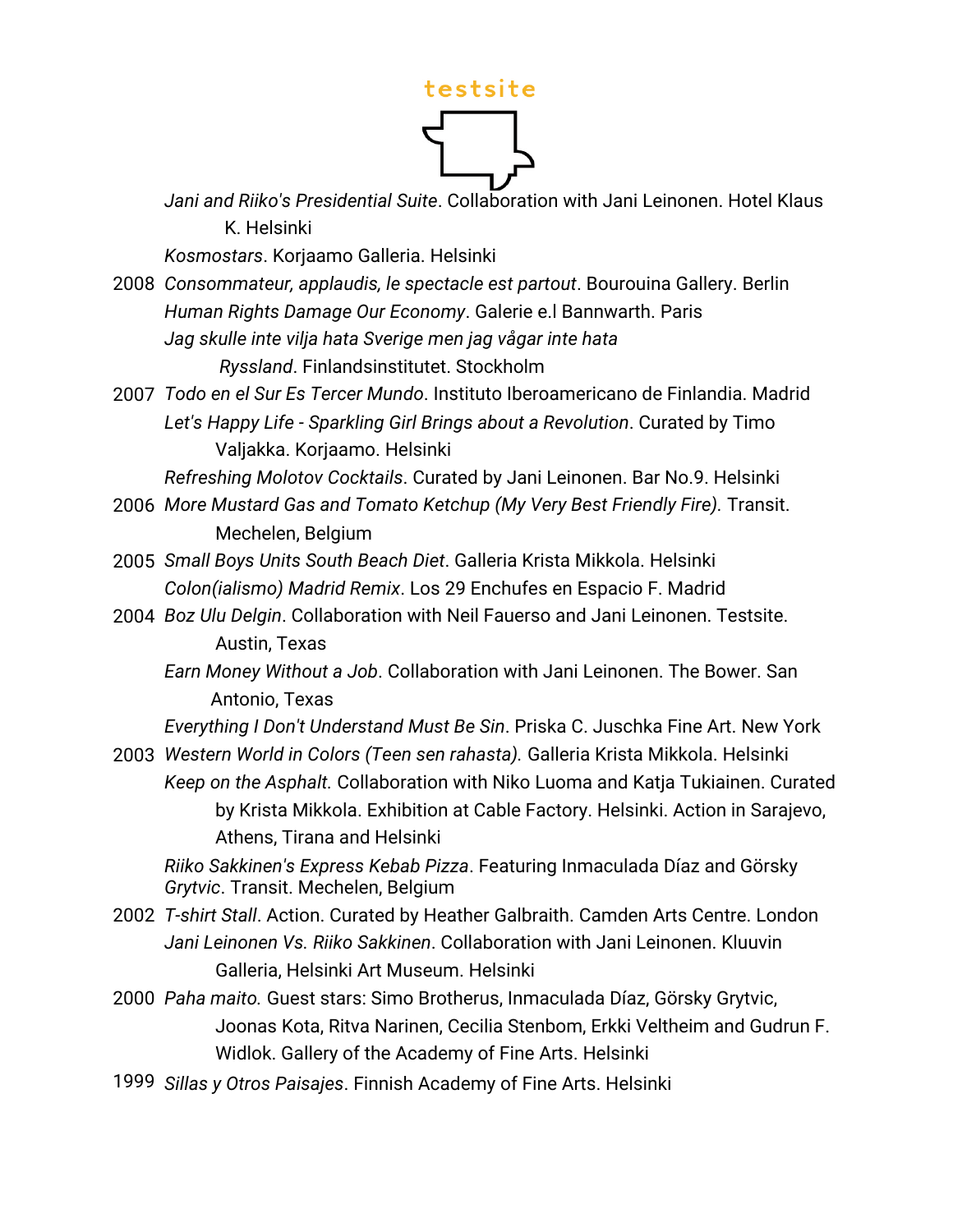*Jani and Riiko's Presidential Suite*. Collaboration with Jani Leinonen. Hotel Klaus K. Helsinki

*Kosmostars*. Korjaamo Galleria. Helsinki

2008 *Consommateur, applaudis, le spectacle est partout*. Bourouina Gallery. Berlin

*Human Rights Damage Our Economy*. Galerie e.l Bannwarth. Paris

*Jag skulle inte vilja hata Sverige men jag vågar inte hata Ryssland*. Finlandsinstitutet. Stockholm

2007 *Todo en el Sur Es Tercer Mundo*. Instituto Iberoamericano de Finlandia. Madrid

*Let's Happy Life - Sparkling Girl Brings about a Revolution*. Curated by Timo Valjakka. Korjaamo. Helsinki

*Refreshing Molotov Cocktails*. Curated by Jani Leinonen. Bar No.9. Helsinki

2006 *More Mustard Gas and Tomato Ketchup (My Very Best Friendly Fire)*. Transit. Mechelen, Belgium

2005 *Small Boys Units South Beach Diet*. Galleria Krista Mikkola. Helsinki

*Colon(ialismo) Madrid Remix*. Los 29 Enchufes en Espacio F. Madrid

2004 *Boz Ulu Delgin*. Collaboration with Neil Fauerso and Jani Leinonen. Testsite. Austin, Texas

*Earn Money Without a Job*. Collaboration with Jani Leinonen. The Bower. San Antonio, Texas

*Everything I Don't Understand Must Be Sin*. Priska C. Juschka Fine Art. New York

2003 *Western World in Colors (Teen sen rahasta).* Galleria Krista Mikkola. Helsinki

*Keep on the Asphalt*. Collaboration with Niko Luoma and Katja Tukiainen. Curated by Krista Mikkola. Exhibition at Cable Factory. Helsinki. Action in Sarajevo, Athens, Tirana and Helsinki

*Riiko Sakkinen's Express Kebab Pizza*. Featuring Inmaculada Díaz and Görsky Grytvic. Transit. Mechelen, Belgium

2002 *T-shirt Stall*. Action. Curated by Heather Galbraith. Camden Arts Centre. London

*Jani Leinonen Vs. Riiko Sakkinen*. Collaboration with Jani Leinonen. Kluuvin Galleria, Helsinki Art Museum. Helsinki

2000 *Paha maito.* Guest stars: Simo Brotherus, Inmaculada Díaz, Görsky Grytvic, Joonas Kota, Ritva Narinen, Cecilia Stenbom, Erkki Veltheim and Gudrun F. Widlok. Gallery of the Academy of Fine Arts. Helsinki

1999 *Sillas y Otros Paisajes*. Finnish Academy of Fine Arts. Helsinki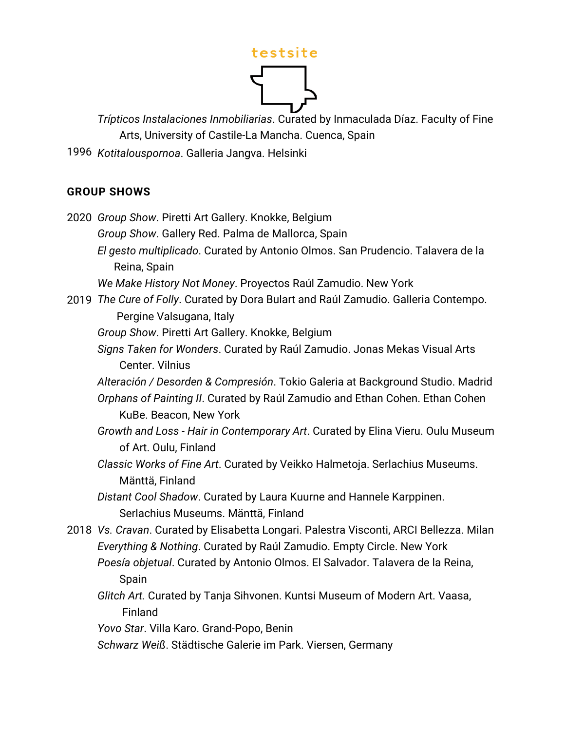*Trípticos Instalaciones Inmobiliarias*. Curated by Inmaculada Díaz. Faculty of Fine Arts, University of Castile-La Mancha. Cuenca, Spain

1996 *Kotitalouspornoa*. Galleria Jangva. Helsinki

**GROUP SHOWS**

2020 *Group Show*. Piretti Art Gallery. Knokke, Belgium

*Group Show*. Gallery Red. Palma de Mallorca, Spain

*El gesto multiplicado*. Curated by Antonio Olmos. San Prudencio. Talavera de la Reina, Spain

*We Make History Not Money*. Proyectos Raúl Zamudio. New York

2019 *The Cure of Folly*. Curated by Dora Bulart and Raúl Zamudio. Galleria Contempo. Pergine Valsugana, Italy

*Group Show*. Piretti Art Gallery. Knokke, Belgium

*Signs Taken for Wonders*. Curated by Raúl Zamudio. Jonas Mekas Visual Arts Center. Vilnius

*Alteración / Desorden & Compresión*. Tokio Galeria at Background Studio. Madrid

*Orphans of Painting II*. Curated by Raúl Zamudio and Ethan Cohen. Ethan Cohen KuBe. Beacon, New York

*Growth and Loss - Hair in Contemporary Art*. Curated by Elina Vieru. Oulu Museum of Art. Oulu, Finland

*Classic Works of Fine Art*. Curated by Veikko Halmetoja. Serlachius Museums. Mänttä, Finland

*Distant Cool Shadow*. Curated by Laura Kuurne and Hannele Karppinen. Serlachius Museums. Mänttä, Finland

2018 *Vs. Cravan*. Curated by Elisabetta Longari. Palestra Visconti, ARCI Bellezza. Milan

*Everything & Nothing*. Curated by Raúl Zamudio. Empty Circle. New York

*Poesía objetual*. Curated by Antonio Olmos. El Salvador. Talavera de la Reina, Spain

*Glitch Art.* Curated by Tanja Sihvonen. Kuntsi Museum of Modern Art. Vaasa, Finland

*Yovo Star*. Villa Karo. Grand-Popo, Benin

*Schwarz Weiß*. Städtische Galerie im Park. Viersen, Germany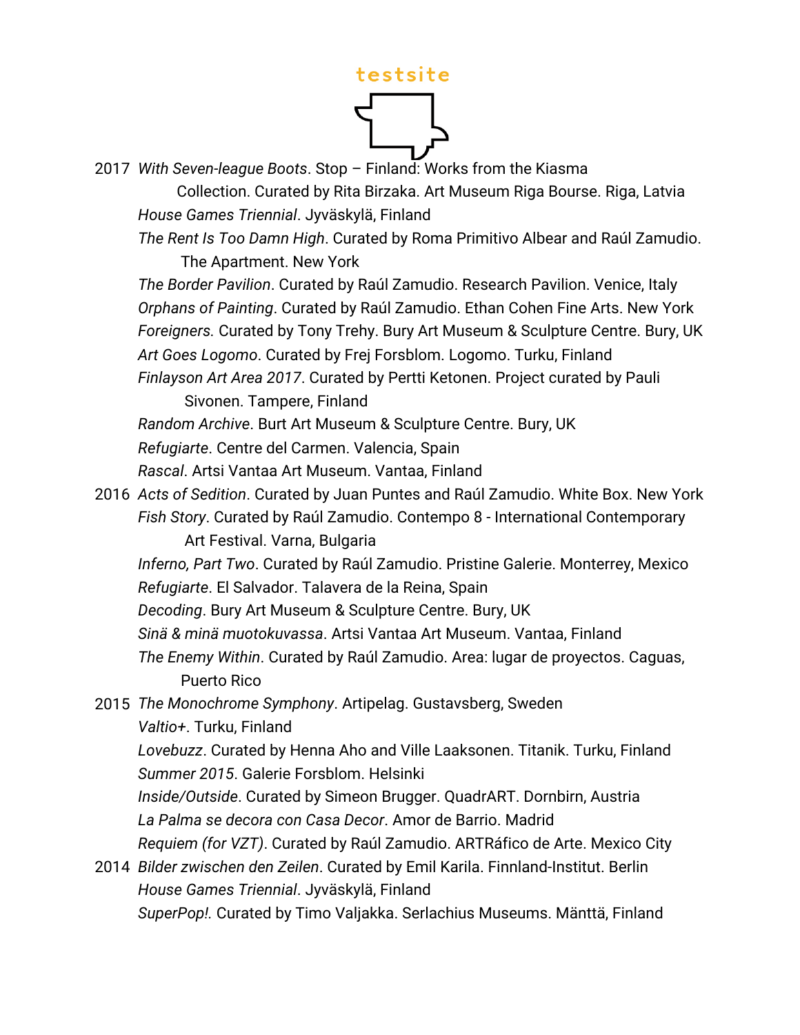2017 *With Seven-league Boots*. Stop – Finland: Works from the Kiasma Collection. Curated by Rita Birzaka. Art Museum Riga Bourse. Riga, Latvia

*House Games Triennial*. Jyväskylä, Finland

*The Rent Is Too Damn High*. Curated by Roma Primitivo Albear and Raúl Zamudio. The Apartment. New York

*The Border Pavilion*. Curated by Raúl Zamudio. Research Pavilion. Venice, Italy

*Orphans of Painting*. Curated by Raúl Zamudio. Ethan Cohen Fine Arts. New York

*Foreigners.* Curated by Tony Trehy. Bury Art Museum & Sculpture Centre. Bury, UK

*Art Goes Logomo*. Curated by Frej Forsblom. Logomo. Turku, Finland

*Finlayson Art Area 2017*. Curated by Pertti Ketonen. Project curated by Pauli Sivonen. Tampere, Finland

*Random Archive*. Burt Art Museum & Sculpture Centre. Bury, UK

*Refugiarte*. Centre del Carmen. Valencia, Spain

*Rascal*. Artsi Vantaa Art Museum. Vantaa, Finland

2016 *Acts of Sedition*. Curated by Juan Puntes and Raúl Zamudio. White Box. New York

*Fish Story*. Curated by Raúl Zamudio. Contempo 8 - International Contemporary Art Festival. Varna, Bulgaria

*Inferno, Part Two*. Curated by Raúl Zamudio. Pristine Galerie. Monterrey, Mexico

*Refugiarte*. El Salvador. Talavera de la Reina, Spain

*Decoding*. Bury Art Museum & Sculpture Centre. Bury, UK

*Sinä & minä muotokuvassa*. Artsi Vantaa Art Museum. Vantaa, Finland

*The Enemy Within*. Curated by Raúl Zamudio. Area: lugar de proyectos. Caguas, Puerto Rico

2015 *The Monochrome Symphony*. Artipelag. Gustavsberg, Sweden

*Valtio+*. Turku, Finland

*Lovebuzz*. Curated by Henna Aho and Ville Laaksonen. Titanik. Turku, Finland

*Summer 2015*. Galerie Forsblom. Helsinki

*Inside/Outside*. Curated by Simeon Brugger. QuadrART. Dornbirn, Austria

*La Palma se decora con Casa Decor*. Amor de Barrio. Madrid

*Requiem (for VZT)*. Curated by Raúl Zamudio. ARTRáfico de Arte. Mexico City

2014 *Bilder zwischen den Zeilen*. Curated by Emil Karila. Finnland-Institut. Berlin

*House Games Triennial*. Jyväskylä, Finland

*SuperPop!.* Curated by Timo Valjakka. Serlachius Museums. Mänttä, Finland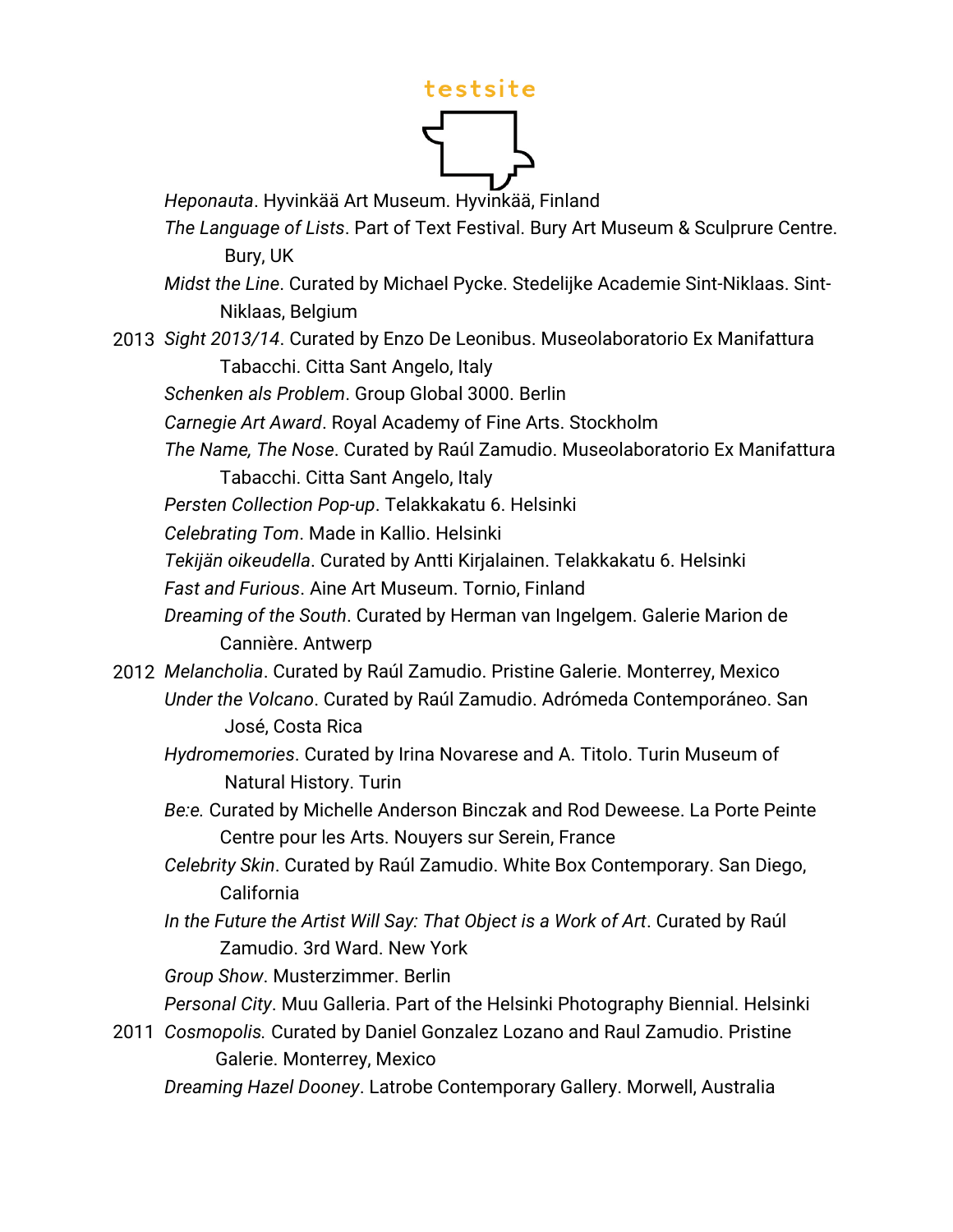*Heponauta*. Hyvinkää Art Museum. Hyvinkää, Finland

*The Language of Lists*. Part of Text Festival. Bury Art Museum & Sculprure Centre. Bury, UK

*Midst the Line*. Curated by Michael Pycke. Stedelijke Academie Sint-Niklaas. Sint-Niklaas, Belgium

2013 *Sight 2013/14*. Curated by Enzo De Leonibus. Museolaboratorio Ex Manifattura Tabacchi. Citta Sant Angelo, Italy

*Schenken als Problem*. Group Global 3000. Berlin

*Carnegie Art Award*. Royal Academy of Fine Arts. Stockholm

*The Name, The Nose*. Curated by Raúl Zamudio. Museolaboratorio Ex Manifattura Tabacchi. Citta Sant Angelo, Italy

*Persten Collection Pop-up*. Telakkakatu 6. Helsinki

*Celebrating Tom*. Made in Kallio. Helsinki

*Tekijän oikeudella*. Curated by Antti Kirjalainen. Telakkakatu 6. Helsinki

*Fast and Furious*. Aine Art Museum. Tornio, Finland

*Dreaming of the South*. Curated by Herman van Ingelgem. Galerie Marion de Cannière. Antwerp

2012 *Melancholia*. Curated by Raúl Zamudio. Pristine Galerie. Monterrey, Mexico

*Under the Volcano*. Curated by Raúl Zamudio. Adrómeda Contemporáneo. San José, Costa Rica

*Hydromemories*. Curated by Irina Novarese and A. Titolo. Turin Museum of Natural History. Turin

*Be:e.* Curated by Michelle Anderson Binczak and Rod Deweese. La Porte Peinte Centre pour les Arts. Nouyers sur Serein, France

*Celebrity Skin*. Curated by Raúl Zamudio. White Box Contemporary. San Diego, California

*In the Future the Artist Will Say: That Object is a Work of Art*. Curated by Raúl Zamudio. 3rd Ward. New York

*Group Show*. Musterzimmer. Berlin

*Personal City*. Muu Galleria. Part of the Helsinki Photography Biennial. Helsinki

2011 *Cosmopolis.* Curated by Daniel Gonzalez Lozano and Raul Zamudio. Pristine Galerie. Monterrey, Mexico

*Dreaming Hazel Dooney*. Latrobe Contemporary Gallery. Morwell, Australia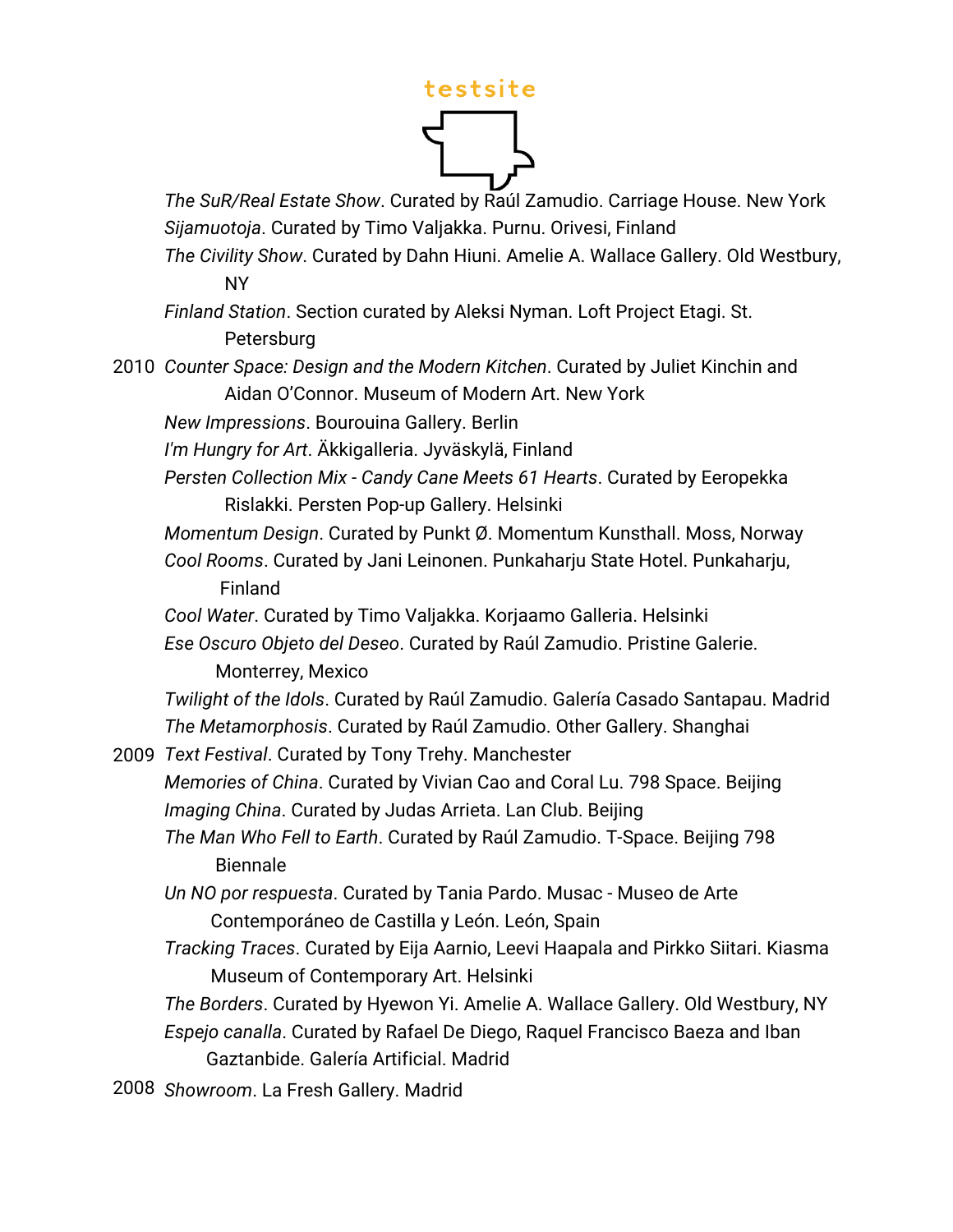*The SuR/Real Estate Show*. Curated by Raúl Zamudio. Carriage House. New York
*Sijamuotoja*. Curated by Timo Valjakka. Purnu. Orivesi, Finland
*The Civility Show*. Curated by Dahn Hiuni. Amelie A. Wallace Gallery. Old Westbury, NY
*Finland Station*. Section curated by Aleksi Nyman. Loft Project Etagi. St. Petersburg

2010 *Counter Space: Design and the Modern Kitchen*. Curated by Juliet Kinchin and Aidan O'Connor. Museum of Modern Art. New York
*New Impressions*. Bourouina Gallery. Berlin
*I'm Hungry for Art*. Äkkigalleria. Jyväskylä, Finland
*Persten Collection Mix - Candy Cane Meets 61 Hearts*. Curated by Eeropekka Rislakki. Persten Pop-up Gallery. Helsinki
*Momentum Design*. Curated by Punkt Ø. Momentum Kunsthall. Moss, Norway
*Cool Rooms*. Curated by Jani Leinonen. Punkaharju State Hotel. Punkaharju, Finland
*Cool Water*. Curated by Timo Valjakka. Korjaamo Galleria. Helsinki
*Ese Oscuro Objeto del Deseo*. Curated by Raúl Zamudio. Pristine Galerie. Monterrey, Mexico
*Twilight of the Idols*. Curated by Raúl Zamudio. Galería Casado Santapau. Madrid
*The Metamorphosis*. Curated by Raúl Zamudio. Other Gallery. Shanghai

2009 *Text Festival*. Curated by Tony Trehy. Manchester
*Memories of China*. Curated by Vivian Cao and Coral Lu. 798 Space. Beijing
*Imaging China*. Curated by Judas Arrieta. Lan Club. Beijing
*The Man Who Fell to Earth*. Curated by Raúl Zamudio. T-Space. Beijing 798 Biennale
*Un NO por respuesta*. Curated by Tania Pardo. Musac - Museo de Arte Contemporáneo de Castilla y León. León, Spain
*Tracking Traces*. Curated by Eija Aarnio, Leevi Haapala and Pirkko Siitari. Kiasma Museum of Contemporary Art. Helsinki
*The Borders*. Curated by Hyewon Yi. Amelie A. Wallace Gallery. Old Westbury, NY
*Espejo canalla*. Curated by Rafael De Diego, Raquel Francisco Baeza and Iban Gaztanbide. Galería Artificial. Madrid

2008 *Showroom*. La Fresh Gallery. Madrid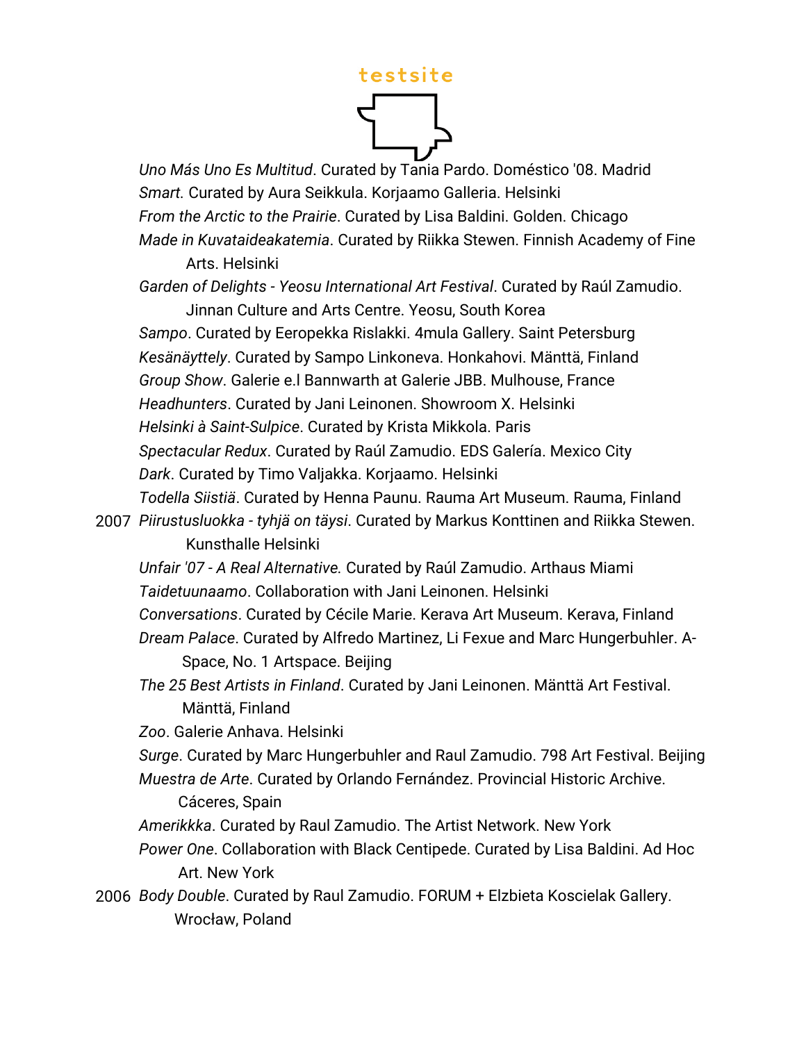*Uno Más Uno Es Multitud*. Curated by Tania Pardo. Doméstico '08. Madrid

*Smart*. Curated by Aura Seikkula. Korjaamo Galleria. Helsinki

*From the Arctic to the Prairie*. Curated by Lisa Baldini. Golden. Chicago

*Made in Kuvataideakatemia*. Curated by Riikka Stewen. Finnish Academy of Fine Arts. Helsinki

*Garden of Delights - Yeosu International Art Festival*. Curated by Raúl Zamudio. Jinnan Culture and Arts Centre. Yeosu, South Korea

*Sampo*. Curated by Eeropekka Rislakki. 4mula Gallery. Saint Petersburg

*Kesänäyttely*. Curated by Sampo Linkoneva. Honkahovi. Mänttä, Finland

*Group Show*. Galerie e.l Bannwarth at Galerie JBB. Mulhouse, France

*Headhunters*. Curated by Jani Leinonen. Showroom X. Helsinki

*Helsinki à Saint-Sulpice*. Curated by Krista Mikkola. Paris

*Spectacular Redux*. Curated by Raúl Zamudio. EDS Galería. Mexico City

*Dark*. Curated by Timo Valjakka. Korjaamo. Helsinki

*Todella Siistiä*. Curated by Henna Paunu. Rauma Art Museum. Rauma, Finland

2007 *Piirustusluokka - tyhjä on täysi*. Curated by Markus Konttinen and Riikka Stewen. Kunsthalle Helsinki

*Unfair '07 - A Real Alternative.* Curated by Raúl Zamudio. Arthaus Miami

*Taidetuunaamo*. Collaboration with Jani Leinonen. Helsinki

*Conversations*. Curated by Cécile Marie. Kerava Art Museum. Kerava, Finland

*Dream Palace*. Curated by Alfredo Martinez, Li Fexue and Marc Hungerbuhler. A-Space, No. 1 Artspace. Beijing

*The 25 Best Artists in Finland*. Curated by Jani Leinonen. Mänttä Art Festival. Mänttä, Finland

*Zoo*. Galerie Anhava. Helsinki

*Surge*. Curated by Marc Hungerbuhler and Raul Zamudio. 798 Art Festival. Beijing

*Muestra de Arte*. Curated by Orlando Fernández. Provincial Historic Archive. Cáceres, Spain

*Amerikkka*. Curated by Raul Zamudio. The Artist Network. New York

*Power One*. Collaboration with Black Centipede. Curated by Lisa Baldini. Ad Hoc Art. New York

2006 *Body Double*. Curated by Raul Zamudio. FORUM + Elzbieta Koscielak Gallery. Wrocław, Poland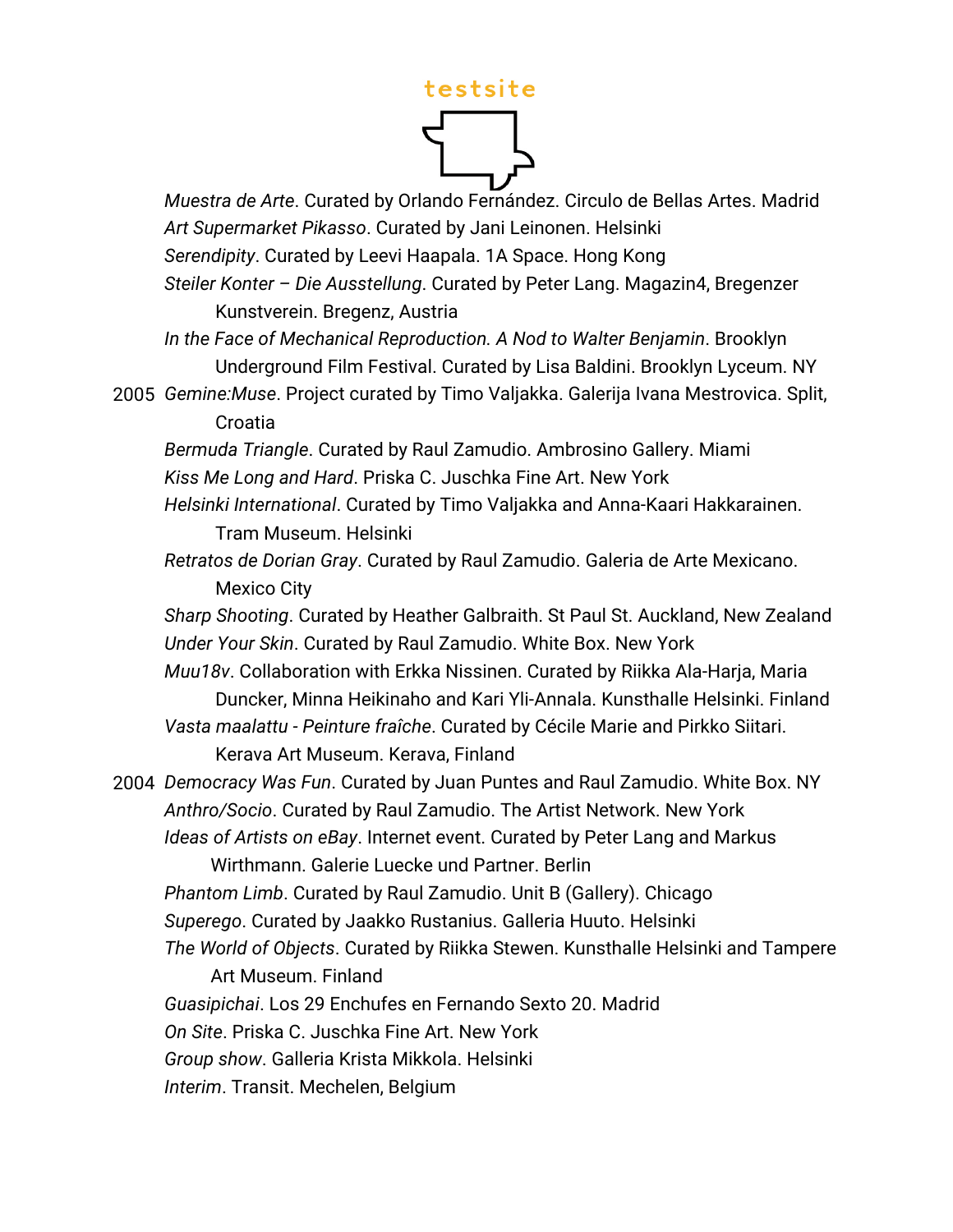*Muestra de Arte*. Curated by Orlando Fernández. Circulo de Bellas Artes. Madrid
*Art Supermarket Pikasso*. Curated by Jani Leinonen. Helsinki
*Serendipity*. Curated by Leevi Haapala. 1A Space. Hong Kong
*Steiler Konter – Die Ausstellung*. Curated by Peter Lang. Magazin4, Bregenzer Kunstverein. Bregenz, Austria
*In the Face of Mechanical Reproduction. A Nod to Walter Benjamin*. Brooklyn Underground Film Festival. Curated by Lisa Baldini. Brooklyn Lyceum. NY

2005 *Gemine:Muse*. Project curated by Timo Valjakka. Galerija Ivana Mestrovica. Split, Croatia
*Bermuda Triangle*. Curated by Raul Zamudio. Ambrosino Gallery. Miami
*Kiss Me Long and Hard*. Priska C. Juschka Fine Art. New York
*Helsinki International*. Curated by Timo Valjakka and Anna-Kaari Hakkarainen. Tram Museum. Helsinki
*Retratos de Dorian Gray*. Curated by Raul Zamudio. Galeria de Arte Mexicano. Mexico City
*Sharp Shooting*. Curated by Heather Galbraith. St Paul St. Auckland, New Zealand
*Under Your Skin*. Curated by Raul Zamudio. White Box. New York
*Muu18v*. Collaboration with Erkka Nissinen. Curated by Riikka Ala-Harja, Maria Duncker, Minna Heikinaho and Kari Yli-Annala. Kunsthalle Helsinki. Finland
*Vasta maalattu - Peinture fraîche*. Curated by Cécile Marie and Pirkko Siitari. Kerava Art Museum. Kerava, Finland

2004 *Democracy Was Fun*. Curated by Juan Puntes and Raul Zamudio. White Box. NY
*Anthro/Socio*. Curated by Raul Zamudio. The Artist Network. New York
*Ideas of Artists on eBay*. Internet event. Curated by Peter Lang and Markus Wirthmann. Galerie Luecke und Partner. Berlin
*Phantom Limb*. Curated by Raul Zamudio. Unit B (Gallery). Chicago
*Superego*. Curated by Jaakko Rustanius. Galleria Huuto. Helsinki
*The World of Objects*. Curated by Riikka Stewen. Kunsthalle Helsinki and Tampere Art Museum. Finland
*Guasipichai*. Los 29 Enchufes en Fernando Sexto 20. Madrid
*On Site*. Priska C. Juschka Fine Art. New York
*Group show*. Galleria Krista Mikkola. Helsinki
*Interim*. Transit. Mechelen, Belgium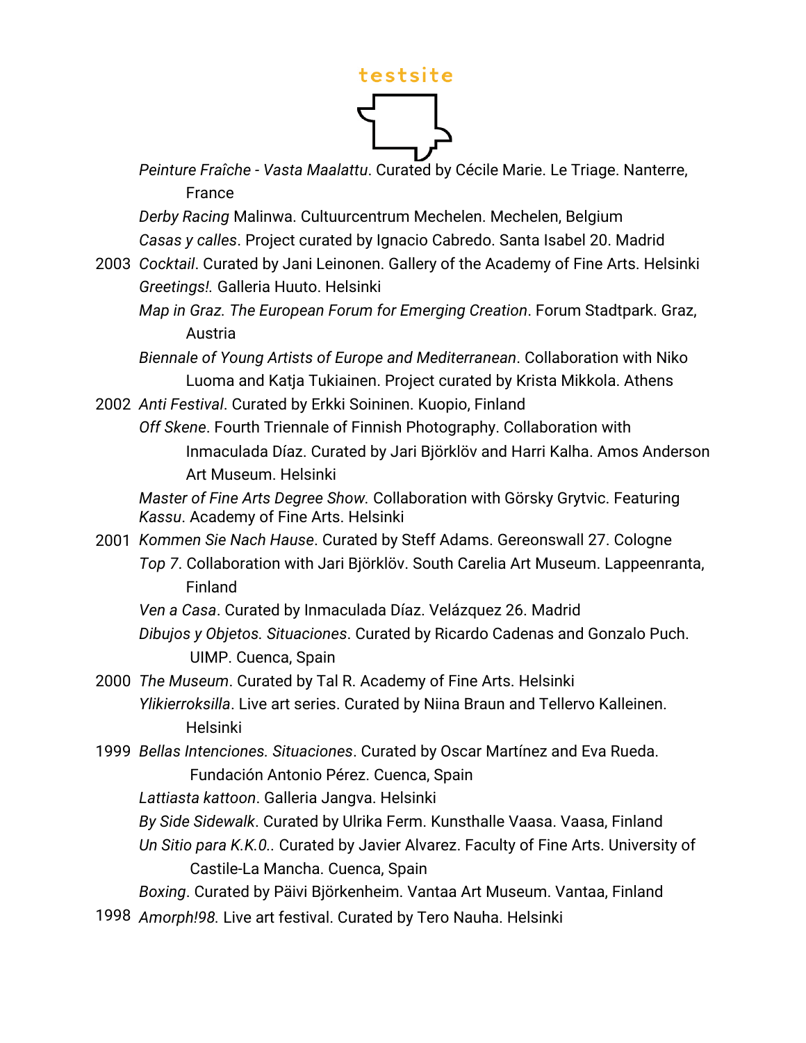*Peinture Fraîche - Vasta Maalattu*. Curated by Cécile Marie. Le Triage. Nanterre, France

*Derby Racing* Malinwa. Cultuurcentrum Mechelen. Mechelen, Belgium

*Casas y calles*. Project curated by Ignacio Cabredo. Santa Isabel 20. Madrid

2003 *Cocktail*. Curated by Jani Leinonen. Gallery of the Academy of Fine Arts. Helsinki

*Greetings!.* Galleria Huuto. Helsinki

*Map in Graz. The European Forum for Emerging Creation*. Forum Stadtpark. Graz, Austria

*Biennale of Young Artists of Europe and Mediterranean*. Collaboration with Niko Luoma and Katja Tukiainen. Project curated by Krista Mikkola. Athens

2002 *Anti Festival*. Curated by Erkki Soininen. Kuopio, Finland

*Off Skene*. Fourth Triennale of Finnish Photography. Collaboration with Inmaculada Díaz. Curated by Jari Björklöv and Harri Kalha. Amos Anderson Art Museum. Helsinki

*Master of Fine Arts Degree Show*. Collaboration with Görsky Grytvic. Featuring *Kassu*. Academy of Fine Arts. Helsinki

2001 *Kommen Sie Nach Hause*. Curated by Steff Adams. Gereonswall 27. Cologne

*Top 7*. Collaboration with Jari Björklöv. South Carelia Art Museum. Lappeenranta, Finland

*Ven a Casa*. Curated by Inmaculada Díaz. Velázquez 26. Madrid

*Dibujos y Objetos. Situaciones*. Curated by Ricardo Cadenas and Gonzalo Puch. UIMP. Cuenca, Spain

2000 *The Museum*. Curated by Tal R. Academy of Fine Arts. Helsinki

*Ylikierroksilla*. Live art series. Curated by Niina Braun and Tellervo Kalleinen. Helsinki

1999 *Bellas Intenciones. Situaciones*. Curated by Oscar Martínez and Eva Rueda. Fundación Antonio Pérez. Cuenca, Spain

*Lattiasta kattoon*. Galleria Jangva. Helsinki

*By Side Sidewalk*. Curated by Ulrika Ferm. Kunsthalle Vaasa. Vaasa, Finland

*Un Sitio para K.K.0.*. Curated by Javier Alvarez. Faculty of Fine Arts. University of Castile-La Mancha. Cuenca, Spain

*Boxing*. Curated by Päivi Björkenheim. Vantaa Art Museum. Vantaa, Finland

1998 *Amorph!98.* Live art festival. Curated by Tero Nauha. Helsinki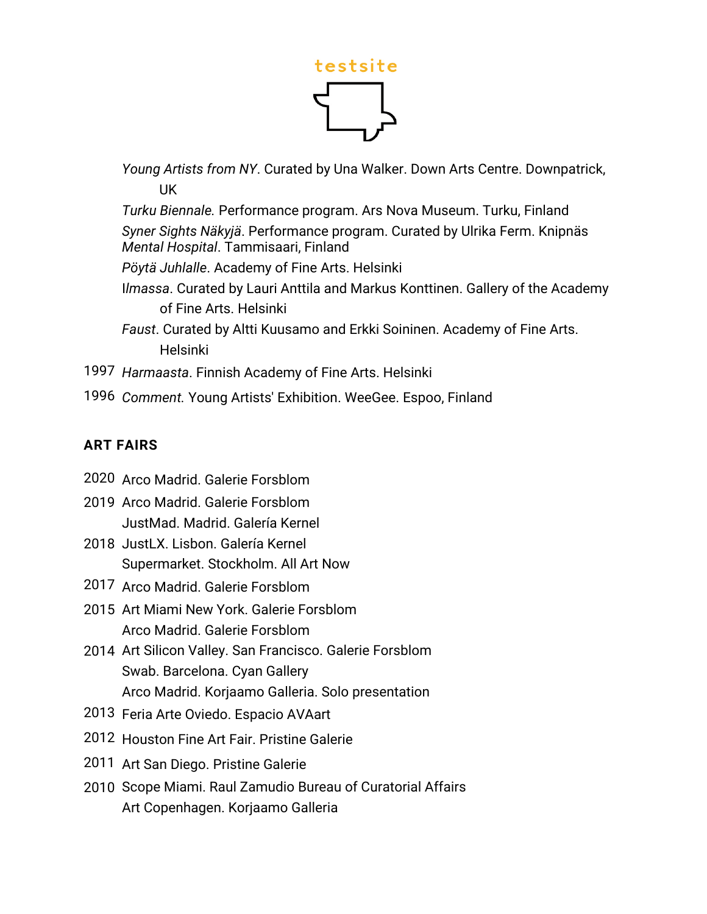*Young Artists from NY*. Curated by Una Walker. Down Arts Centre. Downpatrick, UK

*Turku Biennale.* Performance program. Ars Nova Museum. Turku, Finland

*Syner Sights Näkyjä*. Performance program. Curated by Ulrika Ferm. Knipnäs *Mental Hospital*. Tammisaari, Finland

*Pöytä Juhlalle*. Academy of Fine Arts. Helsinki

I*lmassa*. Curated by Lauri Anttila and Markus Konttinen. Gallery of the Academy of Fine Arts. Helsinki

*Faust*. Curated by Altti Kuusamo and Erkki Soininen. Academy of Fine Arts. Helsinki

1997 *Harmaasta*. Finnish Academy of Fine Arts. Helsinki

1996 *Comment.* Young Artists' Exhibition. WeeGee. Espoo, Finland

**ART FAIRS**

2020 Arco Madrid. Galerie Forsblom

2019 Arco Madrid. Galerie Forsblom
JustMad. Madrid. Galería Kernel

2018 JustLX. Lisbon. Galería Kernel
Supermarket. Stockholm. All Art Now

2017 Arco Madrid. Galerie Forsblom

2015 Art Miami New York. Galerie Forsblom
Arco Madrid. Galerie Forsblom

2014 Art Silicon Valley. San Francisco. Galerie Forsblom
Swab. Barcelona. Cyan Gallery
Arco Madrid. Korjaamo Galleria. Solo presentation

2013 Feria Arte Oviedo. Espacio AVAart

2012 Houston Fine Art Fair. Pristine Galerie

2011 Art San Diego. Pristine Galerie

2010 Scope Miami. Raul Zamudio Bureau of Curatorial Affairs
Art Copenhagen. Korjaamo Galleria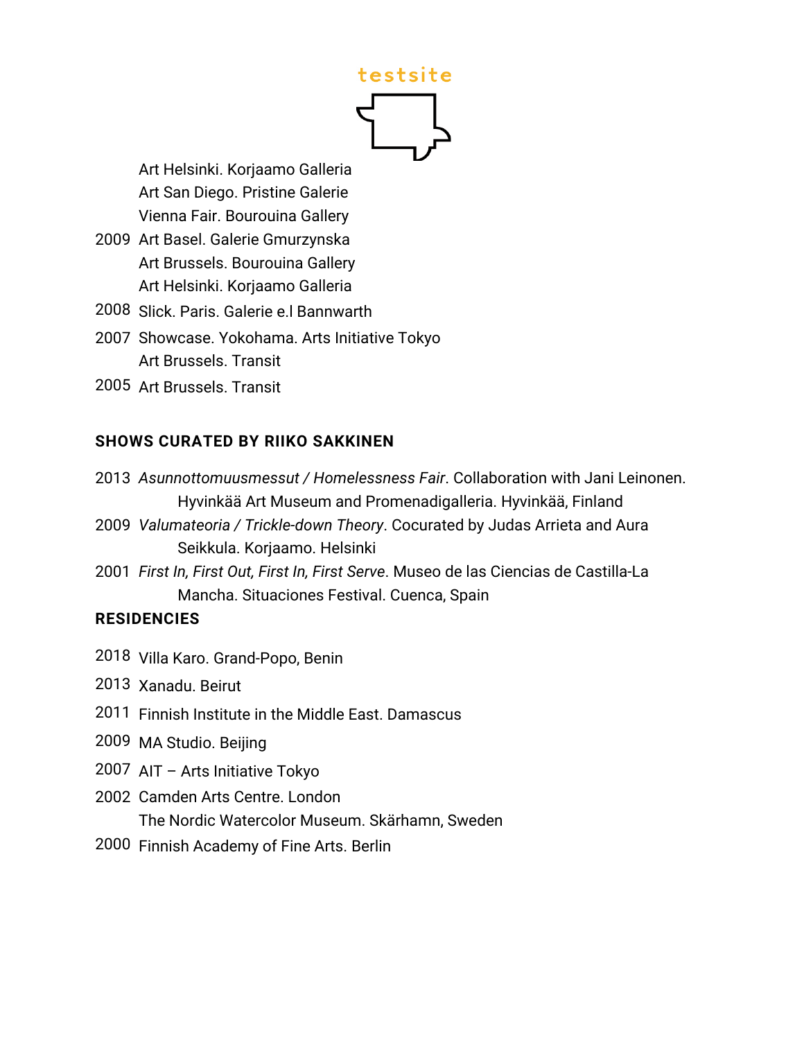Art Helsinki. Korjaamo Galleria
Art San Diego. Pristine Galerie
Vienna Fair. Bourouina Gallery

2009 Art Basel. Galerie Gmurzynska
Art Brussels. Bourouina Gallery
Art Helsinki. Korjaamo Galleria

2008 Slick. Paris. Galerie e.l Bannwarth

2007 Showcase. Yokohama. Arts Initiative Tokyo
Art Brussels. Transit

2005 Art Brussels. Transit

**SHOWS CURATED BY RIIKO SAKKINEN**

2013 *Asunnottomuusmessut / Homelessness Fair*. Collaboration with Jani Leinonen. Hyvinkää Art Museum and Promenadigalleria. Hyvinkää, Finland

2009 *Valumateoria / Trickle-down Theory*. Cocurated by Judas Arrieta and Aura Seikkula. Korjaamo. Helsinki

2001 *First In, First Out, First In, First Serve*. Museo de las Ciencias de Castilla-La Mancha. Situaciones Festival. Cuenca, Spain

**RESIDENCIES**

2018 Villa Karo. Grand-Popo, Benin

2013 Xanadu. Beirut

2011 Finnish Institute in the Middle East. Damascus

2009 MA Studio. Beijing

2007 AIT – Arts Initiative Tokyo

2002 Camden Arts Centre. London
The Nordic Watercolor Museum. Skärhamn, Sweden

2000 Finnish Academy of Fine Arts. Berlin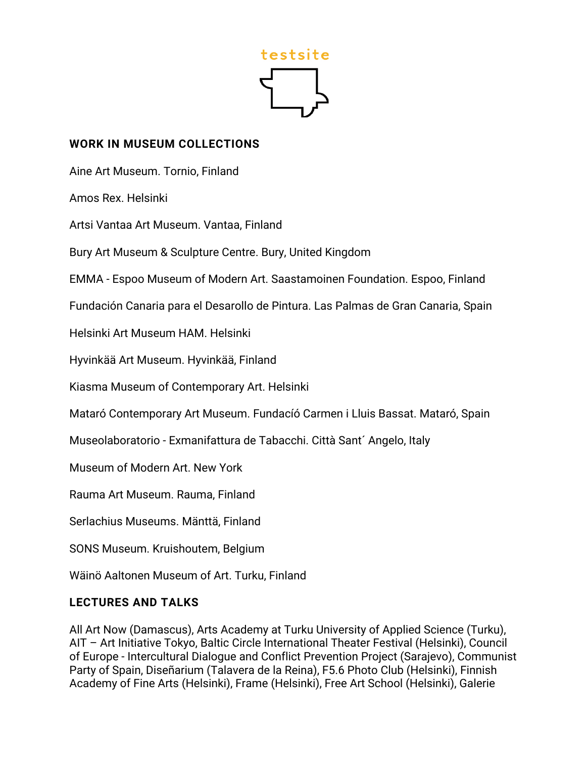testsite

## WORK IN MUSEUM COLLECTIONS

Aine Art Museum. Tornio, Finland

Amos Rex. Helsinki

Artsi Vantaa Art Museum. Vantaa, Finland

Bury Art Museum & Sculpture Centre. Bury, United Kingdom

EMMA - Espoo Museum of Modern Art. Saastamoinen Foundation. Espoo, Finland

Fundación Canaria para el Desarollo de Pintura. Las Palmas de Gran Canaria, Spain

Helsinki Art Museum HAM. Helsinki

Hyvinkää Art Museum. Hyvinkää, Finland

Kiasma Museum of Contemporary Art. Helsinki

Mataró Contemporary Art Museum. Fundacíó Carmen i Lluis Bassat. Mataró, Spain

Museolaboratorio - Exmanifattura de Tabacchi. Città Sant´ Angelo, Italy

Museum of Modern Art. New York

Rauma Art Museum. Rauma, Finland

Serlachius Museums. Mänttä, Finland

SONS Museum. Kruishoutem, Belgium

Wäinö Aaltonen Museum of Art. Turku, Finland

## LECTURES AND TALKS

All Art Now (Damascus), Arts Academy at Turku University of Applied Science (Turku), AIT – Art Initiative Tokyo, Baltic Circle International Theater Festival (Helsinki), Council of Europe - Intercultural Dialogue and Conflict Prevention Project (Sarajevo), Communist Party of Spain, Diseñarium (Talavera de la Reina), F5.6 Photo Club (Helsinki), Finnish Academy of Fine Arts (Helsinki), Frame (Helsinki), Free Art School (Helsinki), Galerie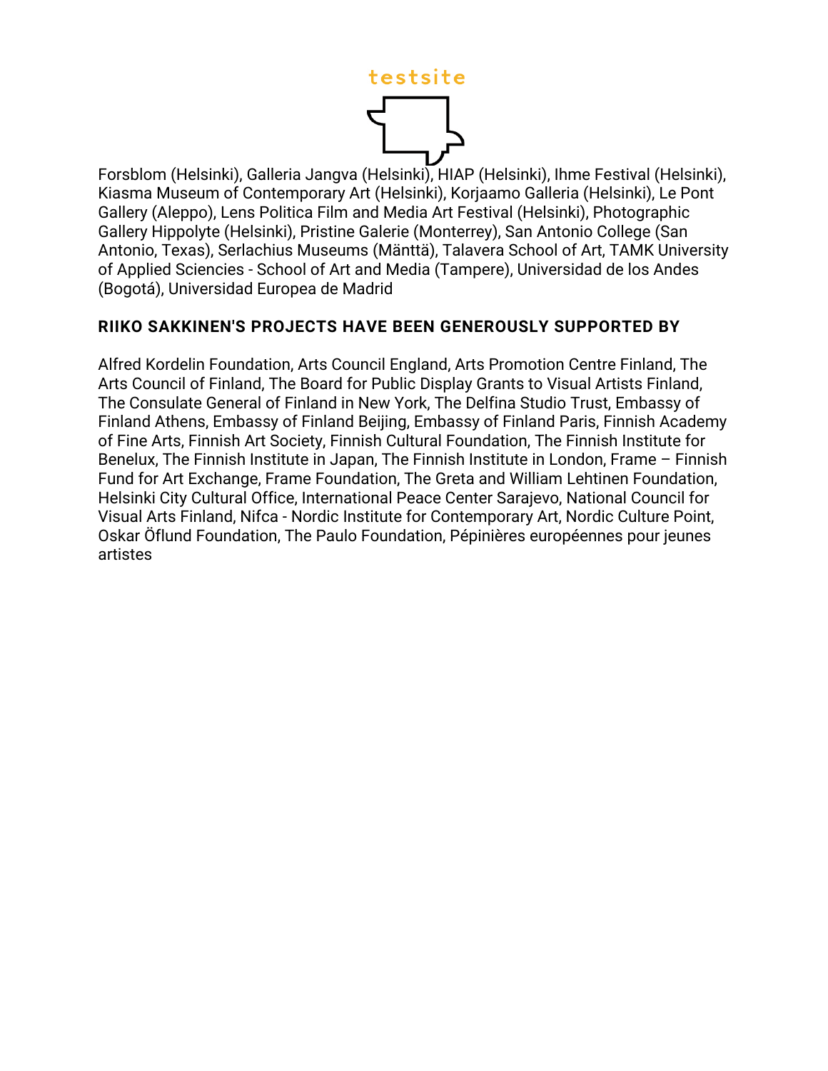Forsblom (Helsinki), Galleria Jangva (Helsinki), HIAP (Helsinki), Ihme Festival (Helsinki), Kiasma Museum of Contemporary Art (Helsinki), Korjaamo Galleria (Helsinki), Le Pont Gallery (Aleppo), Lens Politica Film and Media Art Festival (Helsinki), Photographic Gallery Hippolyte (Helsinki), Pristine Galerie (Monterrey), San Antonio College (San Antonio, Texas), Serlachius Museums (Mänttä), Talavera School of Art, TAMK University of Applied Sciencies - School of Art and Media (Tampere), Universidad de los Andes (Bogotá), Universidad Europea de Madrid

## RIIKO SAKKINEN'S PROJECTS HAVE BEEN GENEROUSLY SUPPORTED BY

Alfred Kordelin Foundation, Arts Council England, Arts Promotion Centre Finland, The Arts Council of Finland, The Board for Public Display Grants to Visual Artists Finland, The Consulate General of Finland in New York, The Delfina Studio Trust, Embassy of Finland Athens, Embassy of Finland Beijing, Embassy of Finland Paris, Finnish Academy of Fine Arts, Finnish Art Society, Finnish Cultural Foundation, The Finnish Institute for Benelux, The Finnish Institute in Japan, The Finnish Institute in London, Frame – Finnish Fund for Art Exchange, Frame Foundation, The Greta and William Lehtinen Foundation, Helsinki City Cultural Office, International Peace Center Sarajevo, National Council for Visual Arts Finland, Nifca - Nordic Institute for Contemporary Art, Nordic Culture Point, Oskar Öflund Foundation, The Paulo Foundation, Pépinières européennes pour jeunes artistes